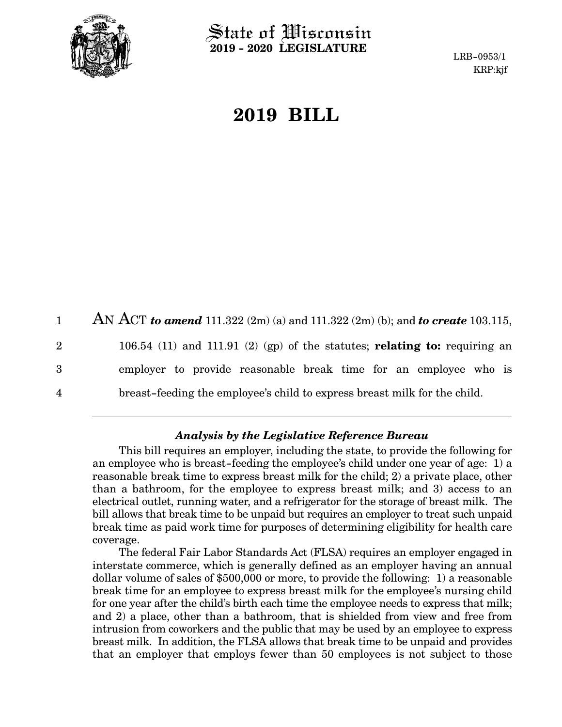State of Wisconsin
**2019 - 2020 LEGISLATURE**

LRB-0953/1
KRP:kjf

# 2019 BILL

AN ACT ***to amend*** 111.322 (2m) (a) and 111.322 (2m) (b); and ***to create*** 103.115, 106.54 (11) and 111.91 (2) (gp) of the statutes; **relating to:** requiring an employer to provide reasonable break time for an employee who is breast-feeding the employee's child to express breast milk for the child.

---

### *Analysis by the Legislative Reference Bureau*

This bill requires an employer, including the state, to provide the following for an employee who is breast-feeding the employee's child under one year of age: 1) a reasonable break time to express breast milk for the child; 2) a private place, other than a bathroom, for the employee to express breast milk; and 3) access to an electrical outlet, running water, and a refrigerator for the storage of breast milk. The bill allows that break time to be unpaid but requires an employer to treat such unpaid break time as paid work time for purposes of determining eligibility for health care coverage.

The federal Fair Labor Standards Act (FLSA) requires an employer engaged in interstate commerce, which is generally defined as an employer having an annual dollar volume of sales of $500,000 or more, to provide the following: 1) a reasonable break time for an employee to express breast milk for the employee's nursing child for one year after the child's birth each time the employee needs to express that milk; and 2) a place, other than a bathroom, that is shielded from view and free from intrusion from coworkers and the public that may be used by an employee to express breast milk. In addition, the FLSA allows that break time to be unpaid and provides that an employer that employs fewer than 50 employees is not subject to those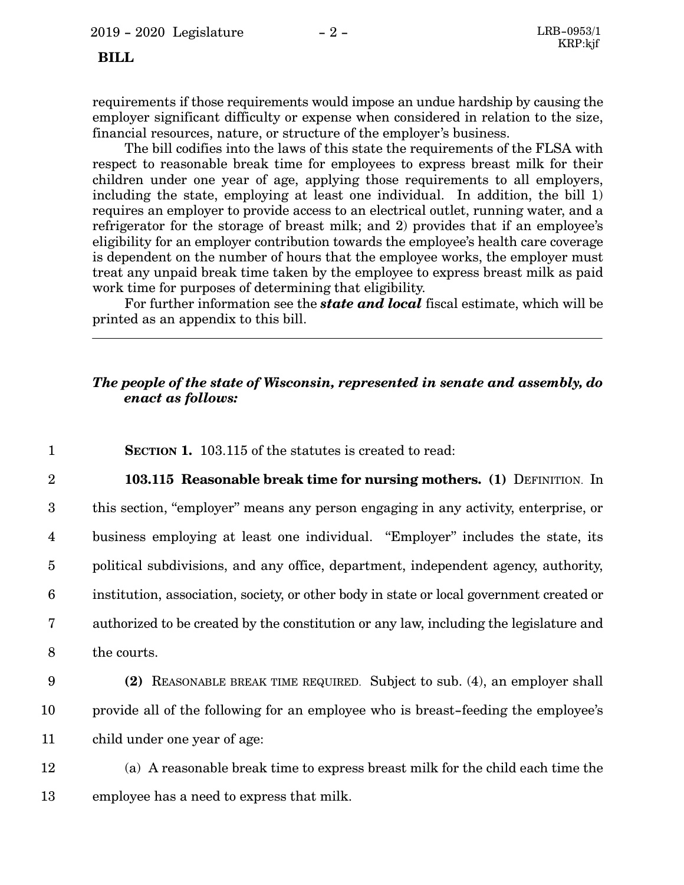requirements if those requirements would impose an undue hardship by causing the employer significant difficulty or expense when considered in relation to the size, financial resources, nature, or structure of the employer's business.

The bill codifies into the laws of this state the requirements of the FLSA with respect to reasonable break time for employees to express breast milk for their children under one year of age, applying those requirements to all employers, including the state, employing at least one individual. In addition, the bill 1) requires an employer to provide access to an electrical outlet, running water, and a refrigerator for the storage of breast milk; and 2) provides that if an employee's eligibility for an employer contribution towards the employee's health care coverage is dependent on the number of hours that the employee works, the employer must treat any unpaid break time taken by the employee to express breast milk as paid work time for purposes of determining that eligibility.

For further information see the ***state and local*** fiscal estimate, which will be printed as an appendix to this bill.

---

***The people of the state of Wisconsin, represented in senate and assembly, do enact as follows:***

**SECTION 1.** 103.115 of the statutes is created to read:

**103.115 Reasonable break time for nursing mothers. (1)** DEFINITION. In this section, "employer" means any person engaging in any activity, enterprise, or business employing at least one individual. "Employer" includes the state, its political subdivisions, and any office, department, independent agency, authority, institution, association, society, or other body in state or local government created or authorized to be created by the constitution or any law, including the legislature and the courts.

**(2)** REASONABLE BREAK TIME REQUIRED. Subject to sub. (4), an employer shall provide all of the following for an employee who is breast-feeding the employee's child under one year of age:

(a) A reasonable break time to express breast milk for the child each time the employee has a need to express that milk.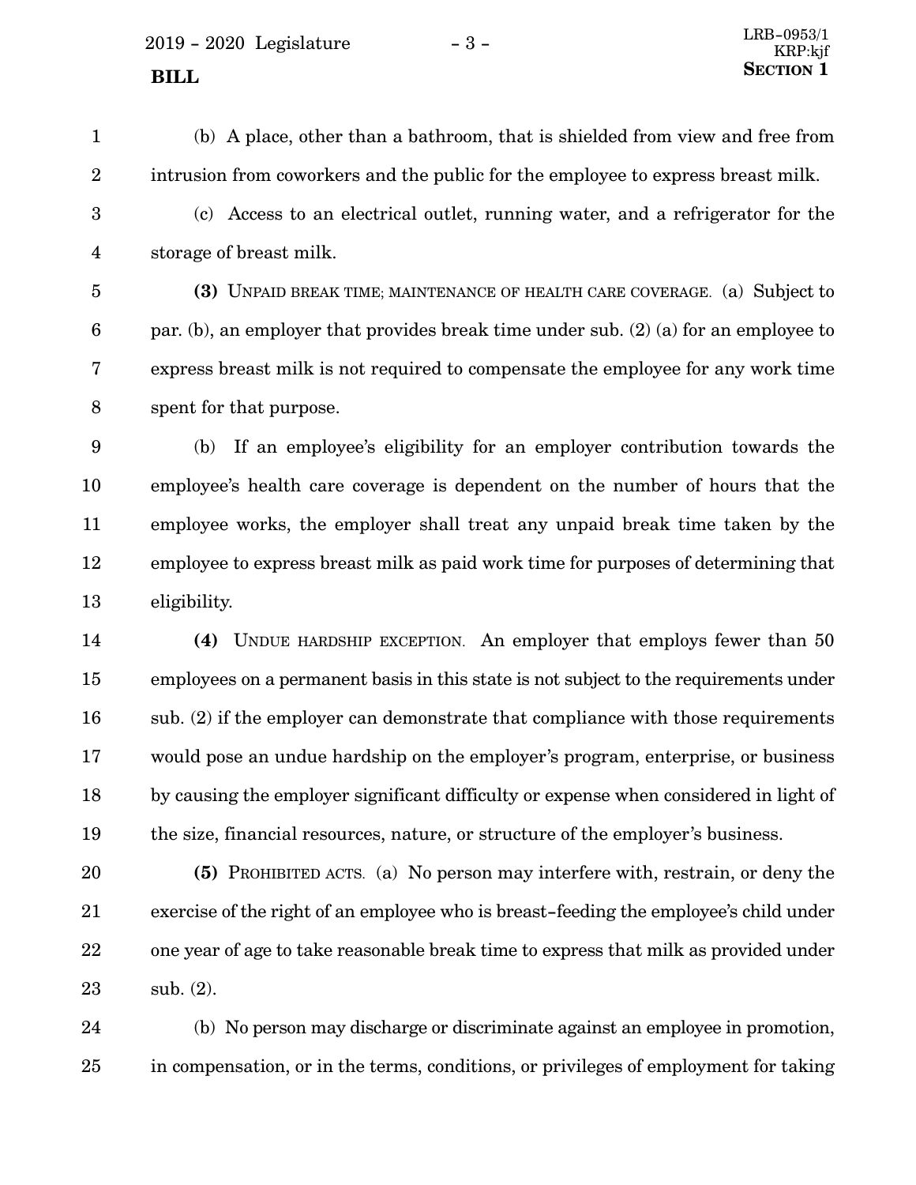(b) A place, other than a bathroom, that is shielded from view and free from intrusion from coworkers and the public for the employee to express breast milk.

(c) Access to an electrical outlet, running water, and a refrigerator for the storage of breast milk.

**(3)** UNPAID BREAK TIME; MAINTENANCE OF HEALTH CARE COVERAGE. (a) Subject to par. (b), an employer that provides break time under sub. (2) (a) for an employee to express breast milk is not required to compensate the employee for any work time spent for that purpose.

(b) If an employee's eligibility for an employer contribution towards the employee's health care coverage is dependent on the number of hours that the employee works, the employer shall treat any unpaid break time taken by the employee to express breast milk as paid work time for purposes of determining that eligibility.

**(4)** UNDUE HARDSHIP EXCEPTION. An employer that employs fewer than 50 employees on a permanent basis in this state is not subject to the requirements under sub. (2) if the employer can demonstrate that compliance with those requirements would pose an undue hardship on the employer's program, enterprise, or business by causing the employer significant difficulty or expense when considered in light of the size, financial resources, nature, or structure of the employer's business.

**(5)** PROHIBITED ACTS. (a) No person may interfere with, restrain, or deny the exercise of the right of an employee who is breast-feeding the employee's child under one year of age to take reasonable break time to express that milk as provided under sub. (2).

(b) No person may discharge or discriminate against an employee in promotion, in compensation, or in the terms, conditions, or privileges of employment for taking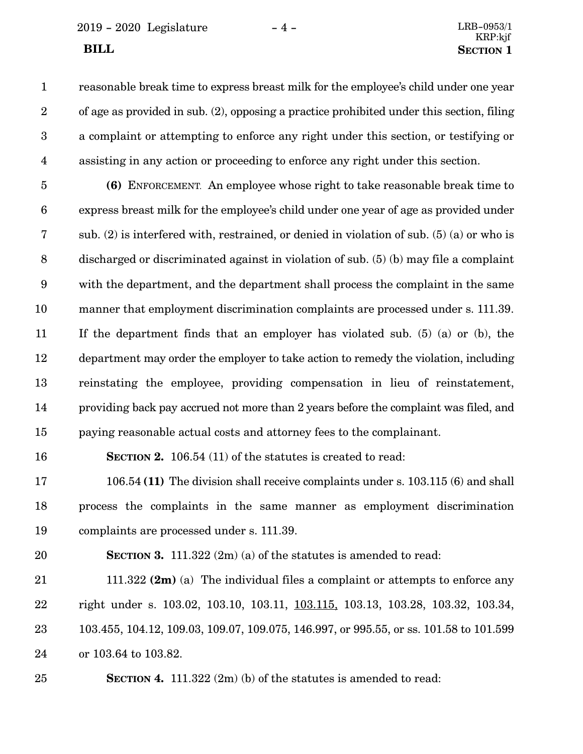reasonable break time to express breast milk for the employee's child under one year of age as provided in sub. (2), opposing a practice prohibited under this section, filing a complaint or attempting to enforce any right under this section, or testifying or assisting in any action or proceeding to enforce any right under this section.

**(6)** ENFORCEMENT. An employee whose right to take reasonable break time to express breast milk for the employee's child under one year of age as provided under sub. (2) is interfered with, restrained, or denied in violation of sub. (5) (a) or who is discharged or discriminated against in violation of sub. (5) (b) may file a complaint with the department, and the department shall process the complaint in the same manner that employment discrimination complaints are processed under s. 111.39. If the department finds that an employer has violated sub. (5) (a) or (b), the department may order the employer to take action to remedy the violation, including reinstating the employee, providing compensation in lieu of reinstatement, providing back pay accrued not more than 2 years before the complaint was filed, and paying reasonable actual costs and attorney fees to the complainant.

**SECTION 2.** 106.54 (11) of the statutes is created to read:

106.54 **(11)** The division shall receive complaints under s. 103.115 (6) and shall process the complaints in the same manner as employment discrimination complaints are processed under s. 111.39.

**SECTION 3.** 111.322 (2m) (a) of the statutes is amended to read:

111.322 **(2m)** (a) The individual files a complaint or attempts to enforce any right under s. 103.02, 103.10, 103.11, <u>103.115,</u> 103.13, 103.28, 103.32, 103.34, 103.455, 104.12, 109.03, 109.07, 109.075, 146.997, or 995.55, or ss. 101.58 to 101.599 or 103.64 to 103.82.

**SECTION 4.** 111.322 (2m) (b) of the statutes is amended to read: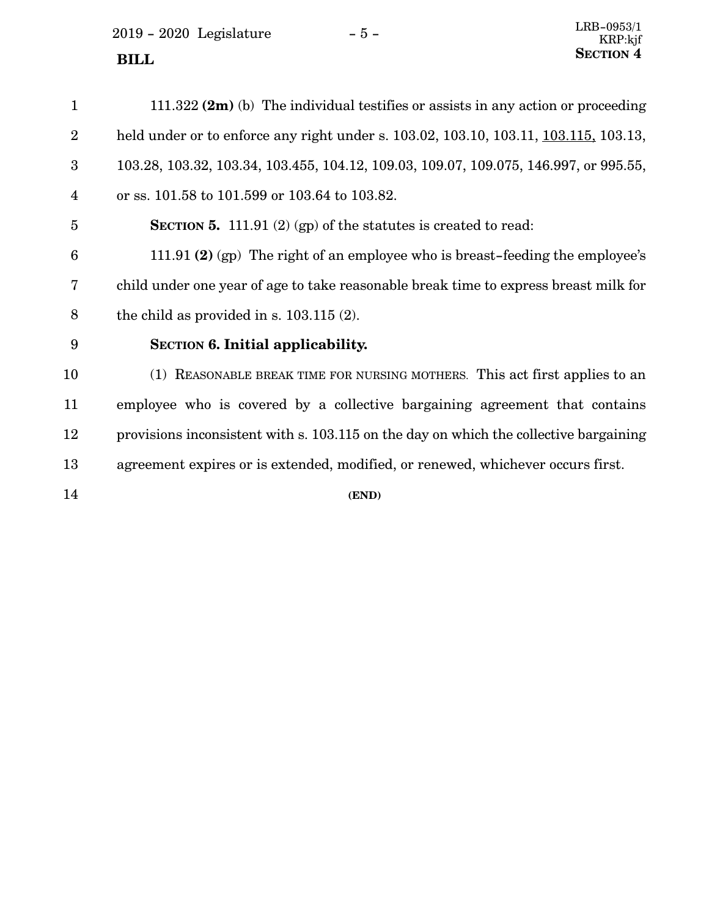111.322 **(2m)** (b) The individual testifies or assists in any action or proceeding held under or to enforce any right under s. 103.02, 103.10, 103.11, <u>103.115,</u> 103.13, 103.28, 103.32, 103.34, 103.455, 104.12, 109.03, 109.07, 109.075, 146.997, or 995.55, or ss. 101.58 to 101.599 or 103.64 to 103.82.

**SECTION 5.** 111.91 (2) (gp) of the statutes is created to read:

111.91 **(2)** (gp) The right of an employee who is breast-feeding the employee's child under one year of age to take reasonable break time to express breast milk for the child as provided in s. 103.115 (2).

**SECTION 6. Initial applicability.**

(1) REASONABLE BREAK TIME FOR NURSING MOTHERS. This act first applies to an employee who is covered by a collective bargaining agreement that contains provisions inconsistent with s. 103.115 on the day on which the collective bargaining agreement expires or is extended, modified, or renewed, whichever occurs first.

**(END)**